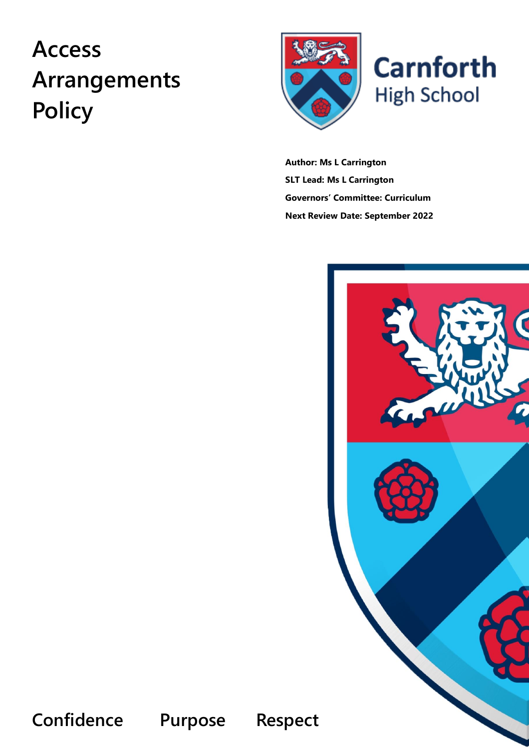# Access Arrangements Policy

Carnforth High School

**Author: Ms L Carrington**

**SLT Lead: Ms L Carrington**

**Governors' Committee: Curriculum**

**Next Review Date: September 2022**

**Confidence Purpose Respect**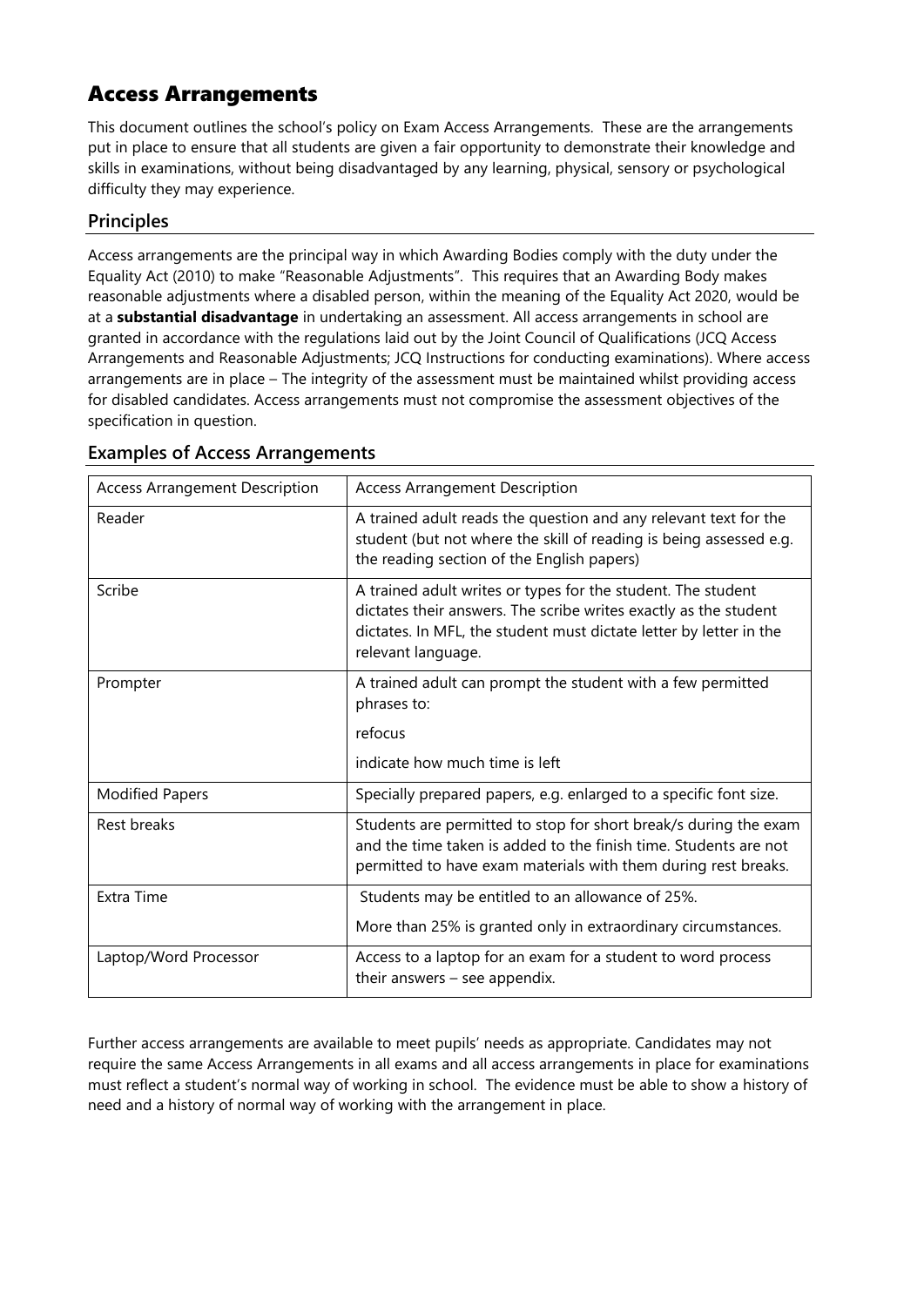# Access Arrangements

This document outlines the school's policy on Exam Access Arrangements. These are the arrangements put in place to ensure that all students are given a fair opportunity to demonstrate their knowledge and skills in examinations, without being disadvantaged by any learning, physical, sensory or psychological difficulty they may experience.

## Principles

Access arrangements are the principal way in which Awarding Bodies comply with the duty under the Equality Act (2010) to make "Reasonable Adjustments". This requires that an Awarding Body makes reasonable adjustments where a disabled person, within the meaning of the Equality Act 2020, would be at a **substantial disadvantage** in undertaking an assessment. All access arrangements in school are granted in accordance with the regulations laid out by the Joint Council of Qualifications (JCQ Access Arrangements and Reasonable Adjustments; JCQ Instructions for conducting examinations). Where access arrangements are in place – The integrity of the assessment must be maintained whilst providing access for disabled candidates. Access arrangements must not compromise the assessment objectives of the specification in question.

## Examples of Access Arrangements

| Access Arrangement Description | Access Arrangement Description |
|---|---|
| Reader | A trained adult reads the question and any relevant text for the student (but not where the skill of reading is being assessed e.g. the reading section of the English papers) |
| Scribe | A trained adult writes or types for the student. The student dictates their answers. The scribe writes exactly as the student dictates. In MFL, the student must dictate letter by letter in the relevant language. |
| Prompter | A trained adult can prompt the student with a few permitted phrases to:<br>refocus<br>indicate how much time is left |
| Modified Papers | Specially prepared papers, e.g. enlarged to a specific font size. |
| Rest breaks | Students are permitted to stop for short break/s during the exam and the time taken is added to the finish time. Students are not permitted to have exam materials with them during rest breaks. |
| Extra Time | Students may be entitled to an allowance of 25%.<br>More than 25% is granted only in extraordinary circumstances. |
| Laptop/Word Processor | Access to a laptop for an exam for a student to word process their answers – see appendix. |

Further access arrangements are available to meet pupils' needs as appropriate. Candidates may not require the same Access Arrangements in all exams and all access arrangements in place for examinations must reflect a student's normal way of working in school. The evidence must be able to show a history of need and a history of normal way of working with the arrangement in place.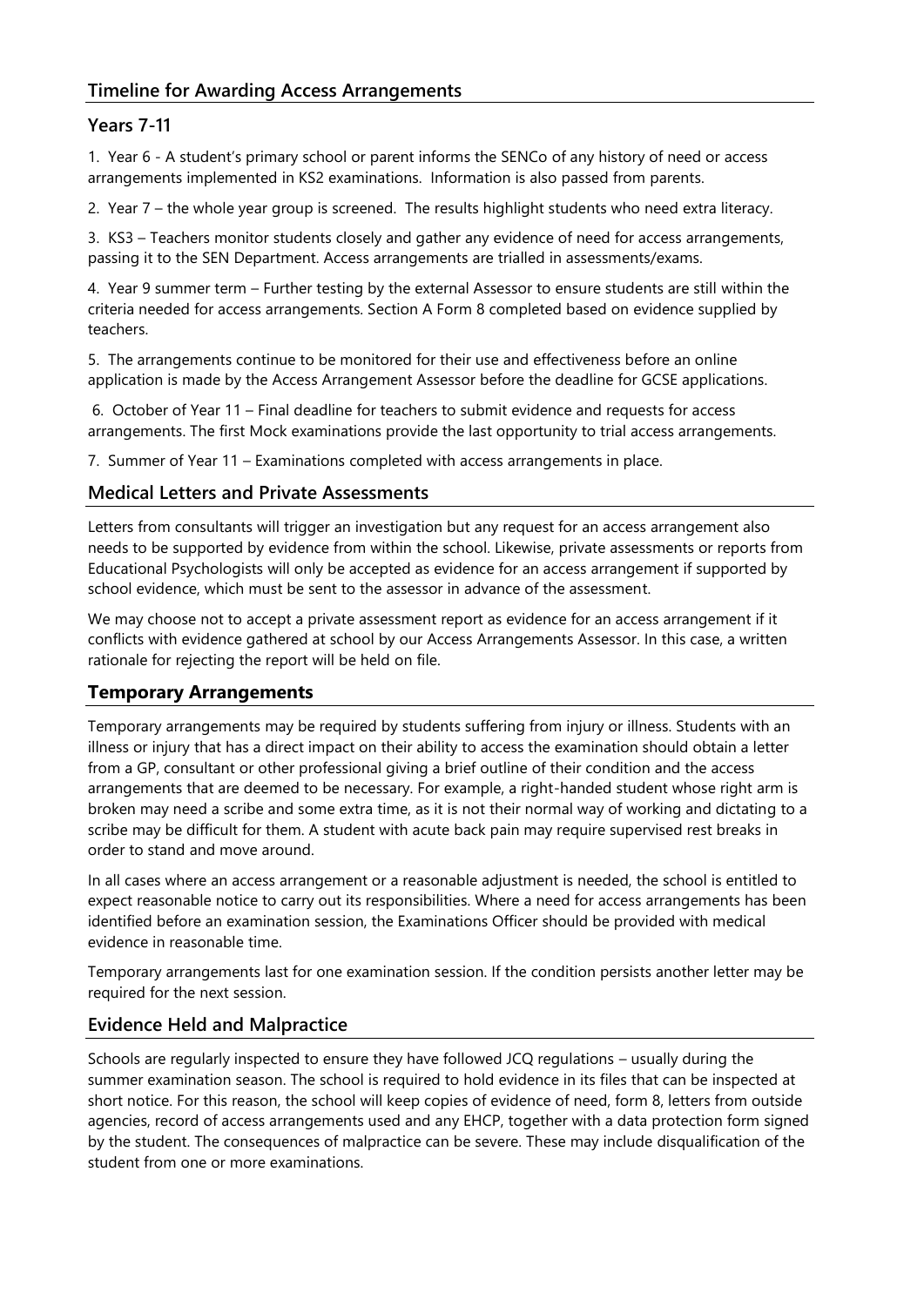## Timeline for Awarding Access Arrangements

### Years 7-11

1. Year 6 - A student's primary school or parent informs the SENCo of any history of need or access arrangements implemented in KS2 examinations. Information is also passed from parents.

2. Year 7 – the whole year group is screened. The results highlight students who need extra literacy.

3. KS3 – Teachers monitor students closely and gather any evidence of need for access arrangements, passing it to the SEN Department. Access arrangements are trialled in assessments/exams.

4. Year 9 summer term – Further testing by the external Assessor to ensure students are still within the criteria needed for access arrangements. Section A Form 8 completed based on evidence supplied by teachers.

5. The arrangements continue to be monitored for their use and effectiveness before an online application is made by the Access Arrangement Assessor before the deadline for GCSE applications.

6. October of Year 11 – Final deadline for teachers to submit evidence and requests for access arrangements. The first Mock examinations provide the last opportunity to trial access arrangements.

7. Summer of Year 11 – Examinations completed with access arrangements in place.

## Medical Letters and Private Assessments

Letters from consultants will trigger an investigation but any request for an access arrangement also needs to be supported by evidence from within the school. Likewise, private assessments or reports from Educational Psychologists will only be accepted as evidence for an access arrangement if supported by school evidence, which must be sent to the assessor in advance of the assessment.

We may choose not to accept a private assessment report as evidence for an access arrangement if it conflicts with evidence gathered at school by our Access Arrangements Assessor. In this case, a written rationale for rejecting the report will be held on file.

## Temporary Arrangements

Temporary arrangements may be required by students suffering from injury or illness. Students with an illness or injury that has a direct impact on their ability to access the examination should obtain a letter from a GP, consultant or other professional giving a brief outline of their condition and the access arrangements that are deemed to be necessary. For example, a right-handed student whose right arm is broken may need a scribe and some extra time, as it is not their normal way of working and dictating to a scribe may be difficult for them. A student with acute back pain may require supervised rest breaks in order to stand and move around.

In all cases where an access arrangement or a reasonable adjustment is needed, the school is entitled to expect reasonable notice to carry out its responsibilities. Where a need for access arrangements has been identified before an examination session, the Examinations Officer should be provided with medical evidence in reasonable time.

Temporary arrangements last for one examination session. If the condition persists another letter may be required for the next session.

## Evidence Held and Malpractice

Schools are regularly inspected to ensure they have followed JCQ regulations – usually during the summer examination season. The school is required to hold evidence in its files that can be inspected at short notice. For this reason, the school will keep copies of evidence of need, form 8, letters from outside agencies, record of access arrangements used and any EHCP, together with a data protection form signed by the student. The consequences of malpractice can be severe. These may include disqualification of the student from one or more examinations.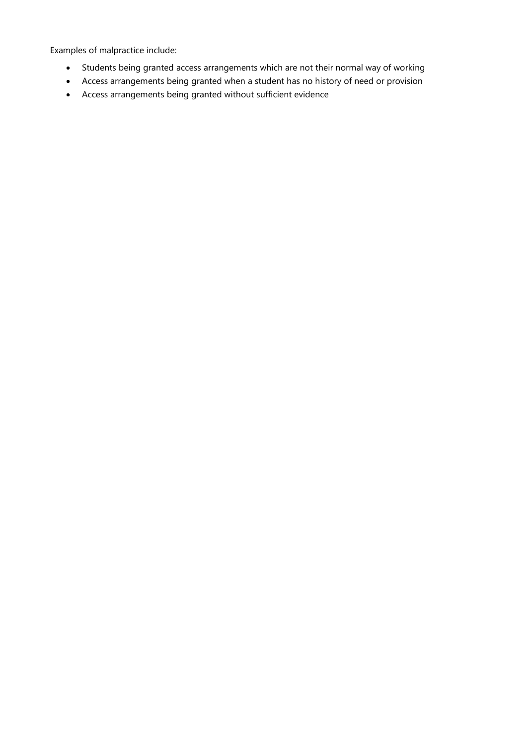Examples of malpractice include:

- Students being granted access arrangements which are not their normal way of working
- Access arrangements being granted when a student has no history of need or provision
- Access arrangements being granted without sufficient evidence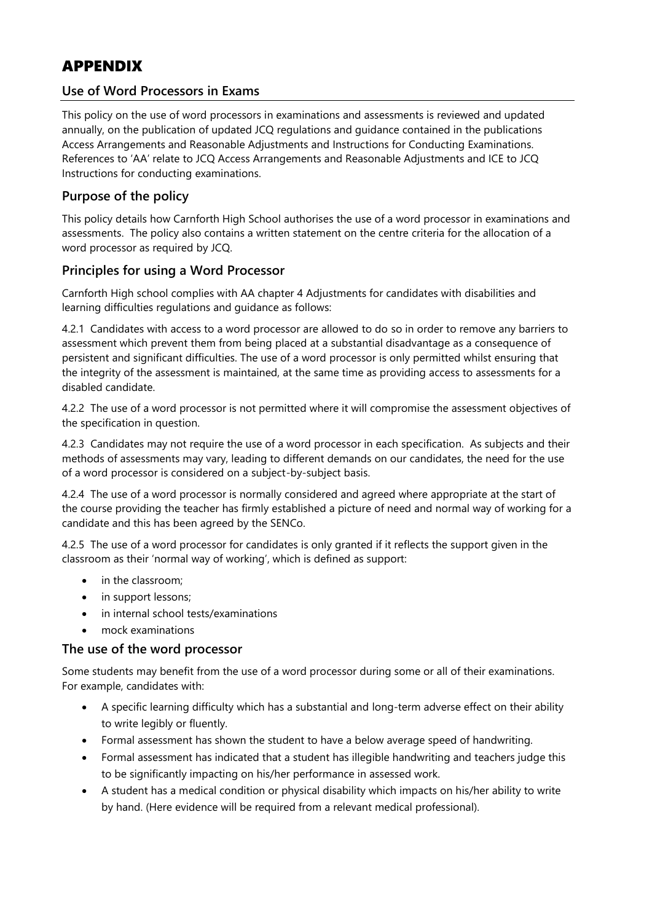# APPENDIX

## Use of Word Processors in Exams

This policy on the use of word processors in examinations and assessments is reviewed and updated annually, on the publication of updated JCQ regulations and guidance contained in the publications Access Arrangements and Reasonable Adjustments and Instructions for Conducting Examinations. References to 'AA' relate to JCQ Access Arrangements and Reasonable Adjustments and ICE to JCQ Instructions for conducting examinations.

## Purpose of the policy

This policy details how Carnforth High School authorises the use of a word processor in examinations and assessments. The policy also contains a written statement on the centre criteria for the allocation of a word processor as required by JCQ.

## Principles for using a Word Processor

Carnforth High school complies with AA chapter 4 Adjustments for candidates with disabilities and learning difficulties regulations and guidance as follows:

4.2.1 Candidates with access to a word processor are allowed to do so in order to remove any barriers to assessment which prevent them from being placed at a substantial disadvantage as a consequence of persistent and significant difficulties. The use of a word processor is only permitted whilst ensuring that the integrity of the assessment is maintained, at the same time as providing access to assessments for a disabled candidate.

4.2.2 The use of a word processor is not permitted where it will compromise the assessment objectives of the specification in question.

4.2.3 Candidates may not require the use of a word processor in each specification. As subjects and their methods of assessments may vary, leading to different demands on our candidates, the need for the use of a word processor is considered on a subject-by-subject basis.

4.2.4 The use of a word processor is normally considered and agreed where appropriate at the start of the course providing the teacher has firmly established a picture of need and normal way of working for a candidate and this has been agreed by the SENCo.

4.2.5 The use of a word processor for candidates is only granted if it reflects the support given in the classroom as their 'normal way of working', which is defined as support:

- in the classroom;
- in support lessons;
- in internal school tests/examinations
- mock examinations

## The use of the word processor

Some students may benefit from the use of a word processor during some or all of their examinations. For example, candidates with:

- A specific learning difficulty which has a substantial and long-term adverse effect on their ability to write legibly or fluently.
- Formal assessment has shown the student to have a below average speed of handwriting.
- Formal assessment has indicated that a student has illegible handwriting and teachers judge this to be significantly impacting on his/her performance in assessed work.
- A student has a medical condition or physical disability which impacts on his/her ability to write by hand. (Here evidence will be required from a relevant medical professional).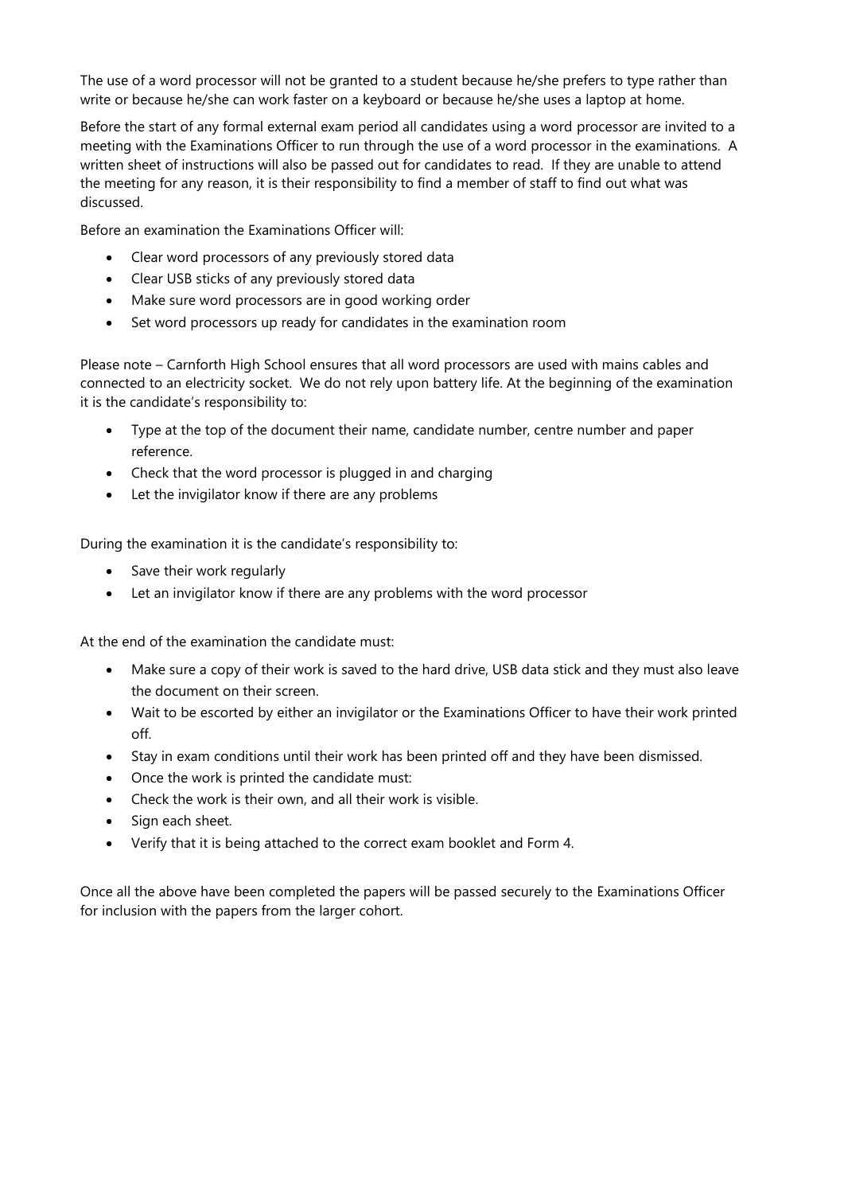The use of a word processor will not be granted to a student because he/she prefers to type rather than write or because he/she can work faster on a keyboard or because he/she uses a laptop at home.

Before the start of any formal external exam period all candidates using a word processor are invited to a meeting with the Examinations Officer to run through the use of a word processor in the examinations. A written sheet of instructions will also be passed out for candidates to read. If they are unable to attend the meeting for any reason, it is their responsibility to find a member of staff to find out what was discussed.

Before an examination the Examinations Officer will:

- Clear word processors of any previously stored data
- Clear USB sticks of any previously stored data
- Make sure word processors are in good working order
- Set word processors up ready for candidates in the examination room

Please note – Carnforth High School ensures that all word processors are used with mains cables and connected to an electricity socket. We do not rely upon battery life. At the beginning of the examination it is the candidate's responsibility to:

- Type at the top of the document their name, candidate number, centre number and paper reference.
- Check that the word processor is plugged in and charging
- Let the invigilator know if there are any problems

During the examination it is the candidate's responsibility to:

- Save their work regularly
- Let an invigilator know if there are any problems with the word processor

At the end of the examination the candidate must:

- Make sure a copy of their work is saved to the hard drive, USB data stick and they must also leave the document on their screen.
- Wait to be escorted by either an invigilator or the Examinations Officer to have their work printed off.
- Stay in exam conditions until their work has been printed off and they have been dismissed.
- Once the work is printed the candidate must:
- Check the work is their own, and all their work is visible.
- Sign each sheet.
- Verify that it is being attached to the correct exam booklet and Form 4.

Once all the above have been completed the papers will be passed securely to the Examinations Officer for inclusion with the papers from the larger cohort.